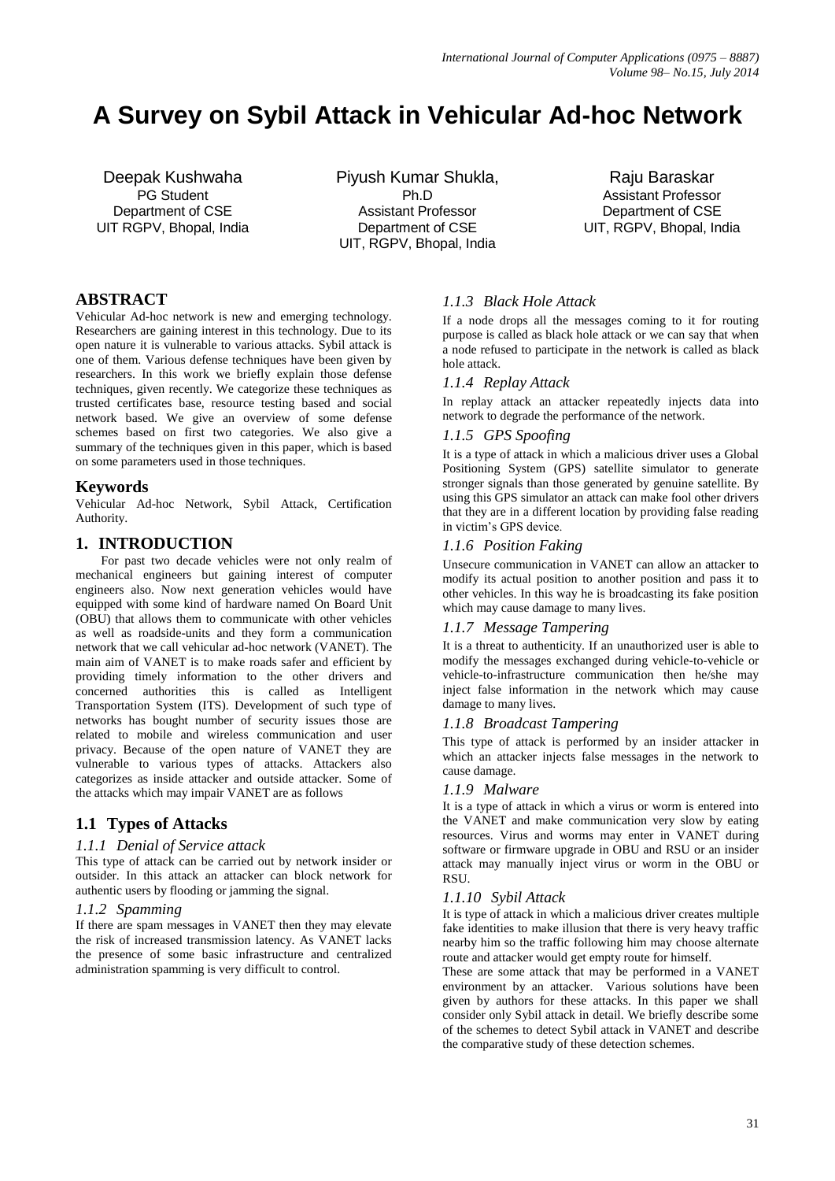# A Survey on Sybil Attack in Vehicular Ad-hoc Network

Deepak Kushwaha
PG Student
Department of CSE
UIT RGPV, Bhopal, India

Piyush Kumar Shukla,
Ph.D
Assistant Professor
Department of CSE
UIT, RGPV, Bhopal, India

Raju Baraskar
Assistant Professor
Department of CSE
UIT, RGPV, Bhopal, India

## ABSTRACT

Vehicular Ad-hoc network is new and emerging technology. Researchers are gaining interest in this technology. Due to its open nature it is vulnerable to various attacks. Sybil attack is one of them. Various defense techniques have been given by researchers. In this work we briefly explain those defense techniques, given recently. We categorize these techniques as trusted certificates base, resource testing based and social network based. We give an overview of some defense schemes based on first two categories. We also give a summary of the techniques given in this paper, which is based on some parameters used in those techniques.

## Keywords

Vehicular Ad-hoc Network, Sybil Attack, Certification Authority.

## 1. INTRODUCTION

For past two decade vehicles were not only realm of mechanical engineers but gaining interest of computer engineers also. Now next generation vehicles would have equipped with some kind of hardware named On Board Unit (OBU) that allows them to communicate with other vehicles as well as roadside-units and they form a communication network that we call vehicular ad-hoc network (VANET). The main aim of VANET is to make roads safer and efficient by providing timely information to the other drivers and concerned authorities this is called as Intelligent Transportation System (ITS). Development of such type of networks has bought number of security issues those are related to mobile and wireless communication and user privacy. Because of the open nature of VANET they are vulnerable to various types of attacks. Attackers also categorizes as inside attacker and outside attacker. Some of the attacks which may impair VANET are as follows

### 1.1 Types of Attacks

#### *1.1.1 Denial of Service attack*

This type of attack can be carried out by network insider or outsider. In this attack an attacker can block network for authentic users by flooding or jamming the signal.

#### *1.1.2 Spamming*

If there are spam messages in VANET then they may elevate the risk of increased transmission latency. As VANET lacks the presence of some basic infrastructure and centralized administration spamming is very difficult to control.

#### *1.1.3 Black Hole Attack*

If a node drops all the messages coming to it for routing purpose is called as black hole attack or we can say that when a node refused to participate in the network is called as black hole attack.

#### *1.1.4 Replay Attack*

In replay attack an attacker repeatedly injects data into network to degrade the performance of the network.

#### *1.1.5 GPS Spoofing*

It is a type of attack in which a malicious driver uses a Global Positioning System (GPS) satellite simulator to generate stronger signals than those generated by genuine satellite. By using this GPS simulator an attack can make fool other drivers that they are in a different location by providing false reading in victim's GPS device.

#### *1.1.6 Position Faking*

Unsecure communication in VANET can allow an attacker to modify its actual position to another position and pass it to other vehicles. In this way he is broadcasting its fake position which may cause damage to many lives.

#### *1.1.7 Message Tampering*

It is a threat to authenticity. If an unauthorized user is able to modify the messages exchanged during vehicle-to-vehicle or vehicle-to-infrastructure communication then he/she may inject false information in the network which may cause damage to many lives.

#### *1.1.8 Broadcast Tampering*

This type of attack is performed by an insider attacker in which an attacker injects false messages in the network to cause damage.

#### *1.1.9 Malware*

It is a type of attack in which a virus or worm is entered into the VANET and make communication very slow by eating resources. Virus and worms may enter in VANET during software or firmware upgrade in OBU and RSU or an insider attack may manually inject virus or worm in the OBU or RSU.

#### *1.1.10 Sybil Attack*

It is type of attack in which a malicious driver creates multiple fake identities to make illusion that there is very heavy traffic nearby him so the traffic following him may choose alternate route and attacker would get empty route for himself.

These are some attack that may be performed in a VANET environment by an attacker. Various solutions have been given by authors for these attacks. In this paper we shall consider only Sybil attack in detail. We briefly describe some of the schemes to detect Sybil attack in VANET and describe the comparative study of these detection schemes.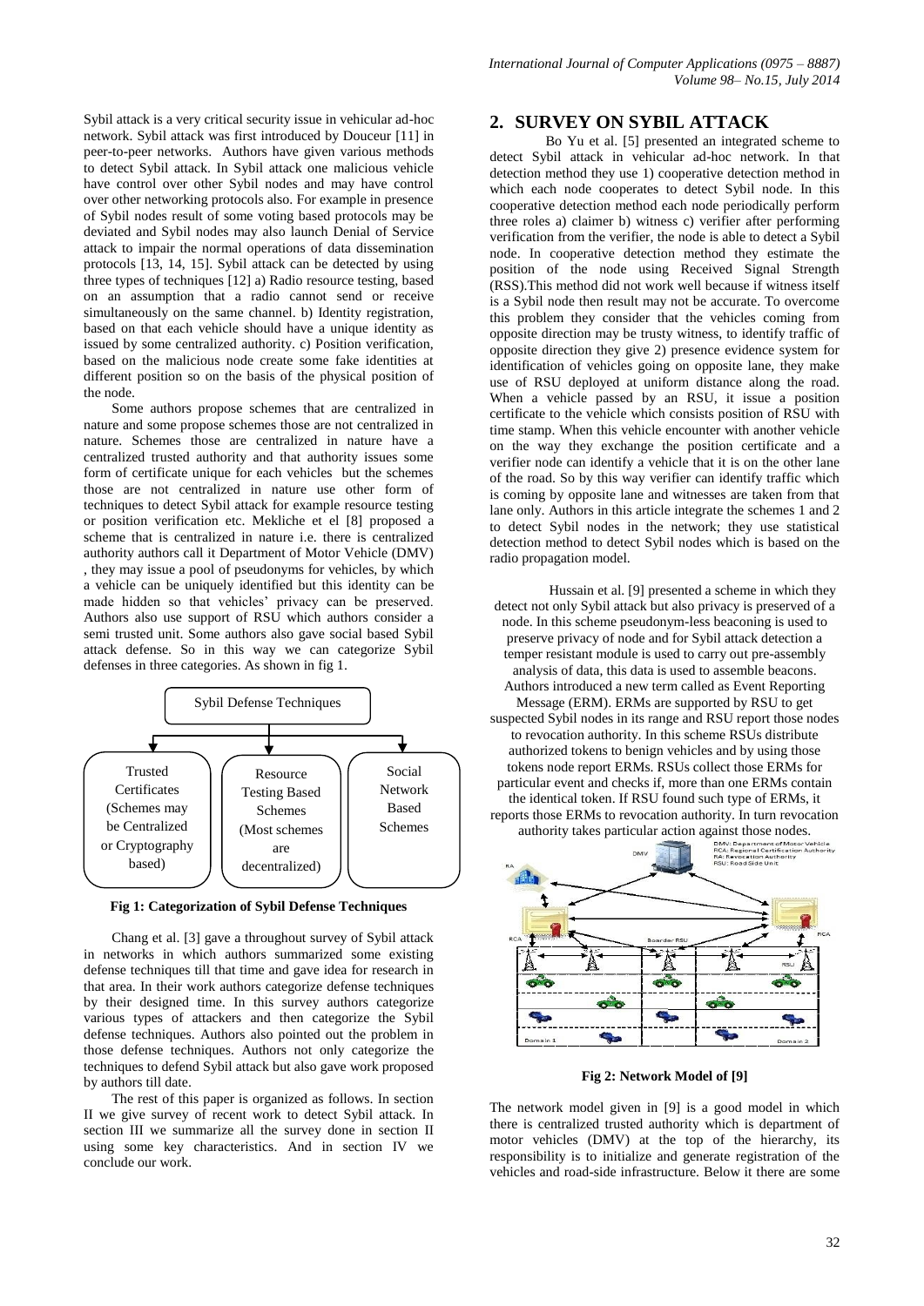Sybil attack is a very critical security issue in vehicular ad-hoc network. Sybil attack was first introduced by Douceur [11] in peer-to-peer networks. Authors have given various methods to detect Sybil attack. In Sybil attack one malicious vehicle have control over other Sybil nodes and may have control over other networking protocols also. For example in presence of Sybil nodes result of some voting based protocols may be deviated and Sybil nodes may also launch Denial of Service attack to impair the normal operations of data dissemination protocols [13, 14, 15]. Sybil attack can be detected by using three types of techniques [12] a) Radio resource testing, based on an assumption that a radio cannot send or receive simultaneously on the same channel. b) Identity registration, based on that each vehicle should have a unique identity as issued by some centralized authority. c) Position verification, based on the malicious node create some fake identities at different position so on the basis of the physical position of the node.

Some authors propose schemes that are centralized in nature and some propose schemes those are not centralized in nature. Schemes those are centralized in nature have a centralized trusted authority and that authority issues some form of certificate unique for each vehicles but the schemes those are not centralized in nature use other form of techniques to detect Sybil attack for example resource testing or position verification etc. Mekliche et el [8] proposed a scheme that is centralized in nature i.e. there is centralized authority authors call it Department of Motor Vehicle (DMV) , they may issue a pool of pseudonyms for vehicles, by which a vehicle can be uniquely identified but this identity can be made hidden so that vehicles' privacy can be preserved. Authors also use support of RSU which authors consider a semi trusted unit. Some authors also gave social based Sybil attack defense. So in this way we can categorize Sybil defenses in three categories. As shown in fig 1.

| Sybil Defense Techniques | | |
|---|---|---|
| Trusted Certificates (Schemes may be Centralized or Cryptography based) | Resource Testing Based Schemes (Most schemes are decentralized) | Social Network Based Schemes |

**Fig 1: Categorization of Sybil Defense Techniques**

Chang et al. [3] gave a throughout survey of Sybil attack in networks in which authors summarized some existing defense techniques till that time and gave idea for research in that area. In their work authors categorize defense techniques by their designed time. In this survey authors categorize various types of attackers and then categorize the Sybil defense techniques. Authors also pointed out the problem in those defense techniques. Authors not only categorize the techniques to defend Sybil attack but also gave work proposed by authors till date.

The rest of this paper is organized as follows. In section II we give survey of recent work to detect Sybil attack. In section III we summarize all the survey done in section II using some key characteristics. And in section IV we conclude our work.

## 2. SURVEY ON SYBIL ATTACK

Bo Yu et al. [5] presented an integrated scheme to detect Sybil attack in vehicular ad-hoc network. In that detection method they use 1) cooperative detection method in which each node cooperates to detect Sybil node. In this cooperative detection method each node periodically perform three roles a) claimer b) witness c) verifier after performing verification from the verifier, the node is able to detect a Sybil node. In cooperative detection method they estimate the position of the node using Received Signal Strength (RSS).This method did not work well because if witness itself is a Sybil node then result may not be accurate. To overcome this problem they consider that the vehicles coming from opposite direction may be trusty witness, to identify traffic of opposite direction they give 2) presence evidence system for identification of vehicles going on opposite lane, they make use of RSU deployed at uniform distance along the road. When a vehicle passed by an RSU, it issue a position certificate to the vehicle which consists position of RSU with time stamp. When this vehicle encounter with another vehicle on the way they exchange the position certificate and a verifier node can identify a vehicle that it is on the other lane of the road. So by this way verifier can identify traffic which is coming by opposite lane and witnesses are taken from that lane only. Authors in this article integrate the schemes 1 and 2 to detect Sybil nodes in the network; they use statistical detection method to detect Sybil nodes which is based on the radio propagation model.

Hussain et al. [9] presented a scheme in which they detect not only Sybil attack but also privacy is preserved of a node. In this scheme pseudonym-less beaconing is used to preserve privacy of node and for Sybil attack detection a temper resistant module is used to carry out pre-assembly analysis of data, this data is used to assemble beacons. Authors introduced a new term called as Event Reporting Message (ERM). ERMs are supported by RSU to get suspected Sybil nodes in its range and RSU report those nodes to revocation authority. In this scheme RSUs distribute authorized tokens to benign vehicles and by using those tokens node report ERMs. RSUs collect those ERMs for particular event and checks if, more than one ERMs contain the identical token. If RSU found such type of ERMs, it reports those ERMs to revocation authority. In turn revocation authority takes particular action against those nodes.

**Fig 2: Network Model of [9]**

The network model given in [9] is a good model in which there is centralized trusted authority which is department of motor vehicles (DMV) at the top of the hierarchy, its responsibility is to initialize and generate registration of the vehicles and road-side infrastructure. Below it there are some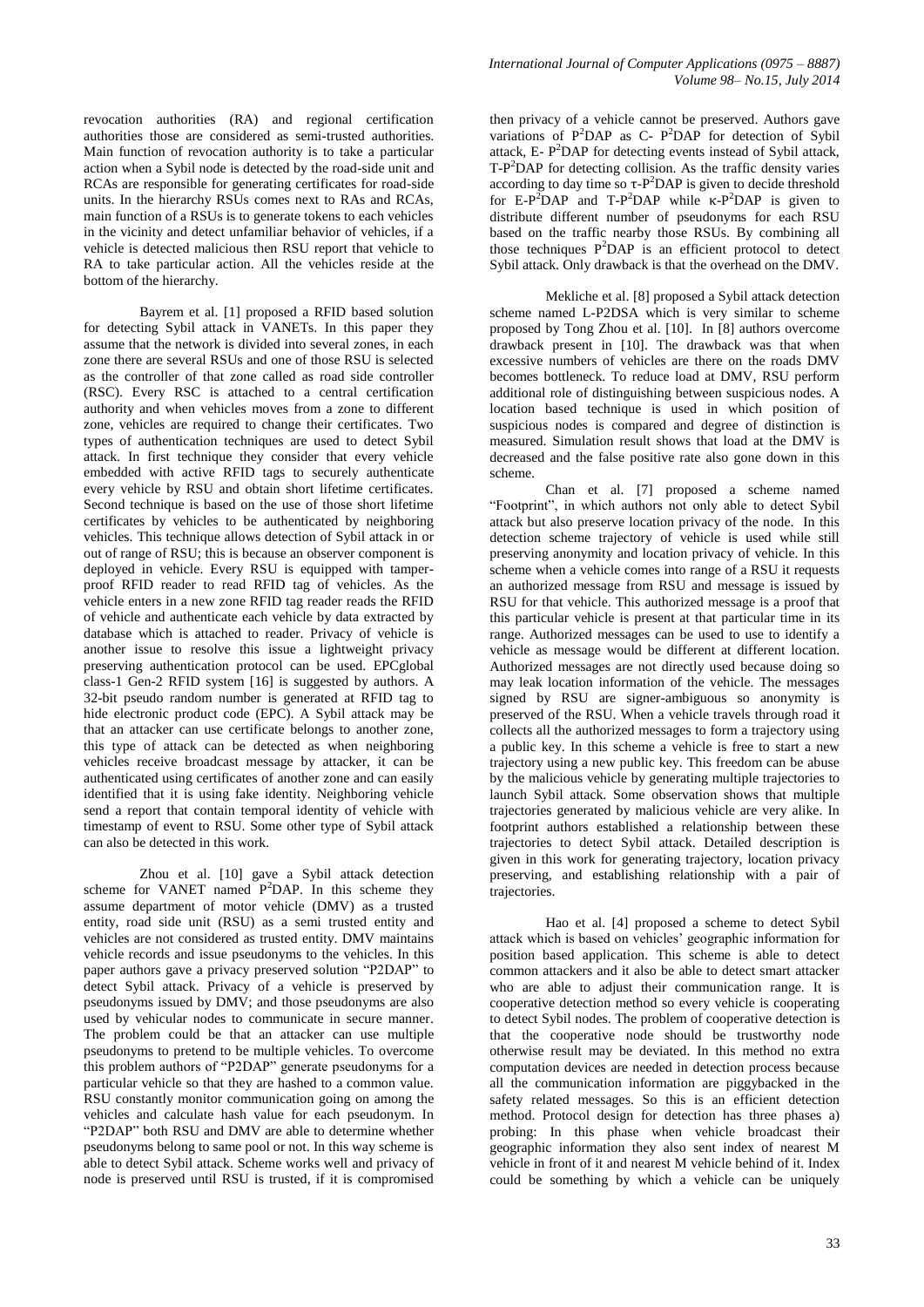revocation authorities (RA) and regional certification authorities those are considered as semi-trusted authorities. Main function of revocation authority is to take a particular action when a Sybil node is detected by the road-side unit and RCAs are responsible for generating certificates for road-side units. In the hierarchy RSUs comes next to RAs and RCAs, main function of a RSUs is to generate tokens to each vehicles in the vicinity and detect unfamiliar behavior of vehicles, if a vehicle is detected malicious then RSU report that vehicle to RA to take particular action. All the vehicles reside at the bottom of the hierarchy.

Bayrem et al. [1] proposed a RFID based solution for detecting Sybil attack in VANETs. In this paper they assume that the network is divided into several zones, in each zone there are several RSUs and one of those RSU is selected as the controller of that zone called as road side controller (RSC). Every RSC is attached to a central certification authority and when vehicles moves from a zone to different zone, vehicles are required to change their certificates. Two types of authentication techniques are used to detect Sybil attack. In first technique they consider that every vehicle embedded with active RFID tags to securely authenticate every vehicle by RSU and obtain short lifetime certificates. Second technique is based on the use of those short lifetime certificates by vehicles to be authenticated by neighboring vehicles. This technique allows detection of Sybil attack in or out of range of RSU; this is because an observer component is deployed in vehicle. Every RSU is equipped with tamper-proof RFID reader to read RFID tag of vehicles. As the vehicle enters in a new zone RFID tag reader reads the RFID of vehicle and authenticate each vehicle by data extracted by database which is attached to reader. Privacy of vehicle is another issue to resolve this issue a lightweight privacy preserving authentication protocol can be used. EPCglobal class-1 Gen-2 RFID system [16] is suggested by authors. A 32-bit pseudo random number is generated at RFID tag to hide electronic product code (EPC). A Sybil attack may be that an attacker can use certificate belongs to another zone, this type of attack can be detected as when neighboring vehicles receive broadcast message by attacker, it can be authenticated using certificates of another zone and can easily identified that it is using fake identity. Neighboring vehicle send a report that contain temporal identity of vehicle with timestamp of event to RSU. Some other type of Sybil attack can also be detected in this work.

Zhou et al. [10] gave a Sybil attack detection scheme for VANET named $P^2DAP$. In this scheme they assume department of motor vehicle (DMV) as a trusted entity, road side unit (RSU) as a semi trusted entity and vehicles are not considered as trusted entity. DMV maintains vehicle records and issue pseudonyms to the vehicles. In this paper authors gave a privacy preserved solution "P2DAP" to detect Sybil attack. Privacy of a vehicle is preserved by pseudonyms issued by DMV; and those pseudonyms are also used by vehicular nodes to communicate in secure manner. The problem could be that an attacker can use multiple pseudonyms to pretend to be multiple vehicles. To overcome this problem authors of "P2DAP" generate pseudonyms for a particular vehicle so that they are hashed to a common value. RSU constantly monitor communication going on among the vehicles and calculate hash value for each pseudonym. In "P2DAP" both RSU and DMV are able to determine whether pseudonyms belong to same pool or not. In this way scheme is able to detect Sybil attack. Scheme works well and privacy of node is preserved until RSU is trusted, if it is compromised then privacy of a vehicle cannot be preserved. Authors gave variations of $P^2DAP$ as C- $P^2DAP$ for detection of Sybil attack, E- $P^2DAP$ for detecting events instead of Sybil attack, T-$P^2DAP$ for detecting collision. As the traffic density varies according to day time so $\tau$-$P^2DAP$ is given to decide threshold for E-$P^2DAP$ and T-$P^2DAP$ while $\kappa$-$P^2DAP$ is given to distribute different number of pseudonyms for each RSU based on the traffic nearby those RSUs. By combining all those techniques $P^2DAP$ is an efficient protocol to detect Sybil attack. Only drawback is that the overhead on the DMV.

Mekliche et al. [8] proposed a Sybil attack detection scheme named L-P2DSA which is very similar to scheme proposed by Tong Zhou et al. [10]. In [8] authors overcome drawback present in [10]. The drawback was that when excessive numbers of vehicles are there on the roads DMV becomes bottleneck. To reduce load at DMV, RSU perform additional role of distinguishing between suspicious nodes. A location based technique is used in which position of suspicious nodes is compared and degree of distinction is measured. Simulation result shows that load at the DMV is decreased and the false positive rate also gone down in this scheme.

Chan et al. [7] proposed a scheme named "Footprint", in which authors not only able to detect Sybil attack but also preserve location privacy of the node. In this detection scheme trajectory of vehicle is used while still preserving anonymity and location privacy of vehicle. In this scheme when a vehicle comes into range of a RSU it requests an authorized message from RSU and message is issued by RSU for that vehicle. This authorized message is a proof that this particular vehicle is present at that particular time in its range. Authorized messages can be used to use to identify a vehicle as message would be different at different location. Authorized messages are not directly used because doing so may leak location information of the vehicle. The messages signed by RSU are signer-ambiguous so anonymity is preserved of the RSU. When a vehicle travels through road it collects all the authorized messages to form a trajectory using a public key. In this scheme a vehicle is free to start a new trajectory using a new public key. This freedom can be abuse by the malicious vehicle by generating multiple trajectories to launch Sybil attack. Some observation shows that multiple trajectories generated by malicious vehicle are very alike. In footprint authors established a relationship between these trajectories to detect Sybil attack. Detailed description is given in this work for generating trajectory, location privacy preserving, and establishing relationship with a pair of trajectories.

Hao et al. [4] proposed a scheme to detect Sybil attack which is based on vehicles' geographic information for position based application. This scheme is able to detect common attackers and it also be able to detect smart attacker who are able to adjust their communication range. It is cooperative detection method so every vehicle is cooperating to detect Sybil nodes. The problem of cooperative detection is that the cooperative node should be trustworthy node otherwise result may be deviated. In this method no extra computation devices are needed in detection process because all the communication information are piggybacked in the safety related messages. So this is an efficient detection method. Protocol design for detection has three phases a) probing: In this phase when vehicle broadcast their geographic information they also sent index of nearest M vehicle in front of it and nearest M vehicle behind of it. Index could be something by which a vehicle can be uniquely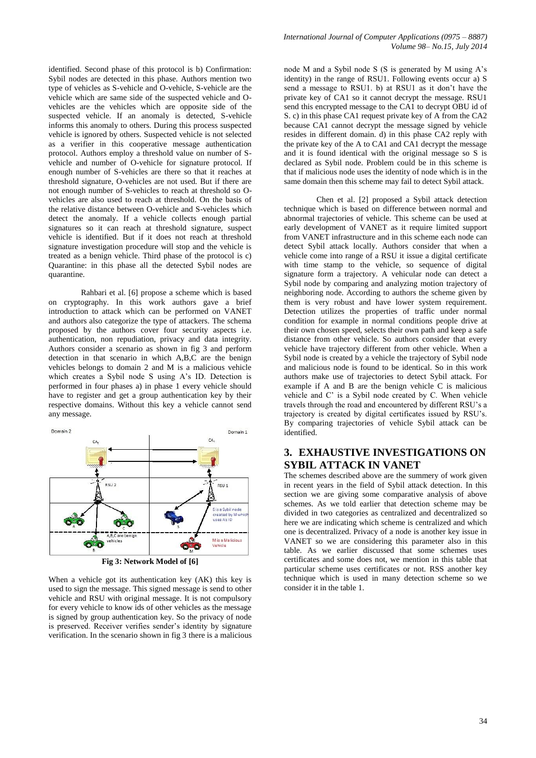identified. Second phase of this protocol is b) Confirmation: Sybil nodes are detected in this phase. Authors mention two type of vehicles as S-vehicle and O-vehicle, S-vehicle are the vehicle which are same side of the suspected vehicle and O-vehicles are the vehicles which are opposite side of the suspected vehicle. If an anomaly is detected, S-vehicle informs this anomaly to others. During this process suspected vehicle is ignored by others. Suspected vehicle is not selected as a verifier in this cooperative message authentication protocol. Authors employ a threshold value on number of S-vehicle and number of O-vehicle for signature protocol. If enough number of S-vehicles are there so that it reaches at threshold signature, O-vehicles are not used. But if there are not enough number of S-vehicles to reach at threshold so O-vehicles are also used to reach at threshold. On the basis of the relative distance between O-vehicle and S-vehicles which detect the anomaly. If a vehicle collects enough partial signatures so it can reach at threshold signature, suspect vehicle is identified. But if it does not reach at threshold signature investigation procedure will stop and the vehicle is treated as a benign vehicle. Third phase of the protocol is c) Quarantine: in this phase all the detected Sybil nodes are quarantine.

Rahbari et al. [6] propose a scheme which is based on cryptography. In this work authors gave a brief introduction to attack which can be performed on VANET and authors also categorize the type of attackers. The schema proposed by the authors cover four security aspects i.e. authentication, non repudiation, privacy and data integrity. Authors consider a scenario as shown in fig 3 and perform detection in that scenario in which A,B,C are the benign vehicles belongs to domain 2 and M is a malicious vehicle which creates a Sybil node S using A's ID. Detection is performed in four phases a) in phase 1 every vehicle should have to register and get a group authentication key by their respective domains. Without this key a vehicle cannot send any message.

**Fig 3: Network Model of [6]**

When a vehicle got its authentication key (AK) this key is used to sign the message. This signed message is send to other vehicle and RSU with original message. It is not compulsory for every vehicle to know ids of other vehicles as the message is signed by group authentication key. So the privacy of node is preserved. Receiver verifies sender's identity by signature verification. In the scenario shown in fig 3 there is a malicious node M and a Sybil node S (S is generated by M using A's identity) in the range of RSU1. Following events occur a) S send a message to RSU1. b) at RSU1 as it don't have the private key of CA1 so it cannot decrypt the message. RSU1 send this encrypted message to the CA1 to decrypt OBU id of S. c) in this phase CA1 request private key of A from the CA2 because CA1 cannot decrypt the message signed by vehicle resides in different domain. d) in this phase CA2 reply with the private key of the A to CA1 and CA1 decrypt the message and it is found identical with the original message so S is declared as Sybil node. Problem could be in this scheme is that if malicious node uses the identity of node which is in the same domain then this scheme may fail to detect Sybil attack.

Chen et al. [2] proposed a Sybil attack detection technique which is based on difference between normal and abnormal trajectories of vehicle. This scheme can be used at early development of VANET as it require limited support from VANET infrastructure and in this scheme each node can detect Sybil attack locally. Authors consider that when a vehicle come into range of a RSU it issue a digital certificate with time stamp to the vehicle, so sequence of digital signature form a trajectory. A vehicular node can detect a Sybil node by comparing and analyzing motion trajectory of neighboring node. According to authors the scheme given by them is very robust and have lower system requirement. Detection utilizes the properties of traffic under normal condition for example in normal conditions people drive at their own chosen speed, selects their own path and keep a safe distance from other vehicle. So authors consider that every vehicle have trajectory different from other vehicle. When a Sybil node is created by a vehicle the trajectory of Sybil node and malicious node is found to be identical. So in this work authors make use of trajectories to detect Sybil attack. For example if A and B are the benign vehicle C is malicious vehicle and C' is a Sybil node created by C. When vehicle travels through the road and encountered by different RSU's a trajectory is created by digital certificates issued by RSU's. By comparing trajectories of vehicle Sybil attack can be identified.

## 3. EXHAUSTIVE INVESTIGATIONS ON SYBIL ATTACK IN VANET

The schemes described above are the summery of work given in recent years in the field of Sybil attack detection. In this section we are giving some comparative analysis of above schemes. As we told earlier that detection scheme may be divided in two categories as centralized and decentralized so here we are indicating which scheme is centralized and which one is decentralized. Privacy of a node is another key issue in VANET so we are considering this parameter also in this table. As we earlier discussed that some schemes uses certificates and some does not, we mention in this table that particular scheme uses certificates or not. RSS another key technique which is used in many detection scheme so we consider it in the table 1.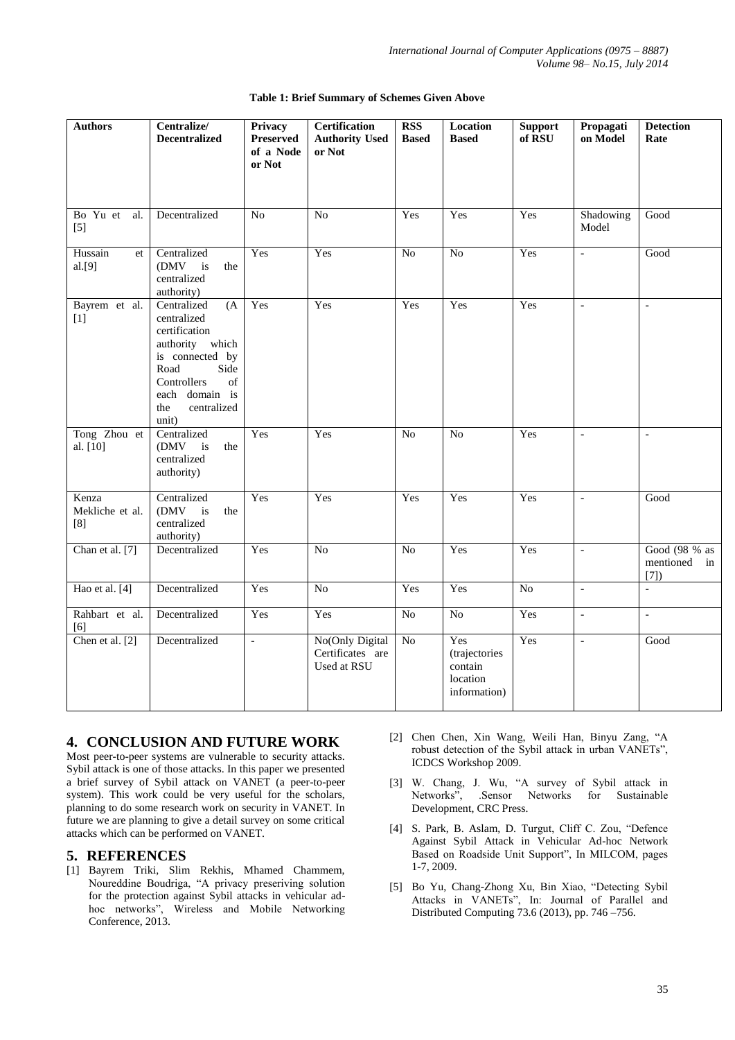**Table 1: Brief Summary of Schemes Given Above**

| Authors | Centralize/ Decentralized | Privacy Preserved of a Node or Not | Certification Authority Used or Not | RSS Based | Location Based | Support of RSU | Propagation Model | Detection Rate |
|---|---|---|---|---|---|---|---|---|
| Bo Yu et al. [5] | Decentralized | No | No | Yes | Yes | Yes | Shadowing Model | Good |
| Hussain et al.[9] | Centralized (DMV is the centralized authority) | Yes | Yes | No | No | Yes | - | Good |
| Bayrem et al. [1] | Centralized (A centralized certification authority which is connected by Road Side Controllers of each domain is the centralized unit) | Yes | Yes | Yes | Yes | Yes | - | - |
| Tong Zhou et al. [10] | Centralized (DMV is the centralized authority) | Yes | Yes | No | No | Yes | - | - |
| Kenza Mekliche et al. [8] | Centralized (DMV is the centralized authority) | Yes | Yes | Yes | Yes | Yes | - | Good |
| Chan et al. [7] | Decentralized | Yes | No | No | Yes | Yes | - | Good (98 % as mentioned in [7]) |
| Hao et al. [4] | Decentralized | Yes | No | Yes | Yes | No | - | - |
| Rahbart et al. [6] | Decentralized | Yes | Yes | No | No | Yes | - | - |
| Chen et al. [2] | Decentralized | - | No(Only Digital Certificates are Used at RSU | No | Yes (trajectories contain location information) | Yes | - | Good |

## 4. CONCLUSION AND FUTURE WORK

Most peer-to-peer systems are vulnerable to security attacks. Sybil attack is one of those attacks. In this paper we presented a brief survey of Sybil attack on VANET (a peer-to-peer system). This work could be very useful for the scholars, planning to do some research work on security in VANET. In future we are planning to give a detail survey on some critical attacks which can be performed on VANET.

## 5. REFERENCES

[1] Bayrem Triki, Slim Rekhis, Mhamed Chammem, Noureddine Boudriga, "A privacy preseriving solution for the protection against Sybil attacks in vehicular ad-hoc networks", Wireless and Mobile Networking Conference, 2013.

[2] Chen Chen, Xin Wang, Weili Han, Binyu Zang, "A robust detection of the Sybil attack in urban VANETs", ICDCS Workshop 2009.

[3] W. Chang, J. Wu, "A survey of Sybil attack in Networks", .Sensor Networks for Sustainable Development, CRC Press.

[4] S. Park, B. Aslam, D. Turgut, Cliff C. Zou, "Defence Against Sybil Attack in Vehicular Ad-hoc Network Based on Roadside Unit Support", In MILCOM, pages 1-7, 2009.

[5] Bo Yu, Chang-Zhong Xu, Bin Xiao, "Detecting Sybil Attacks in VANETs", In: Journal of Parallel and Distributed Computing 73.6 (2013), pp. 746 –756.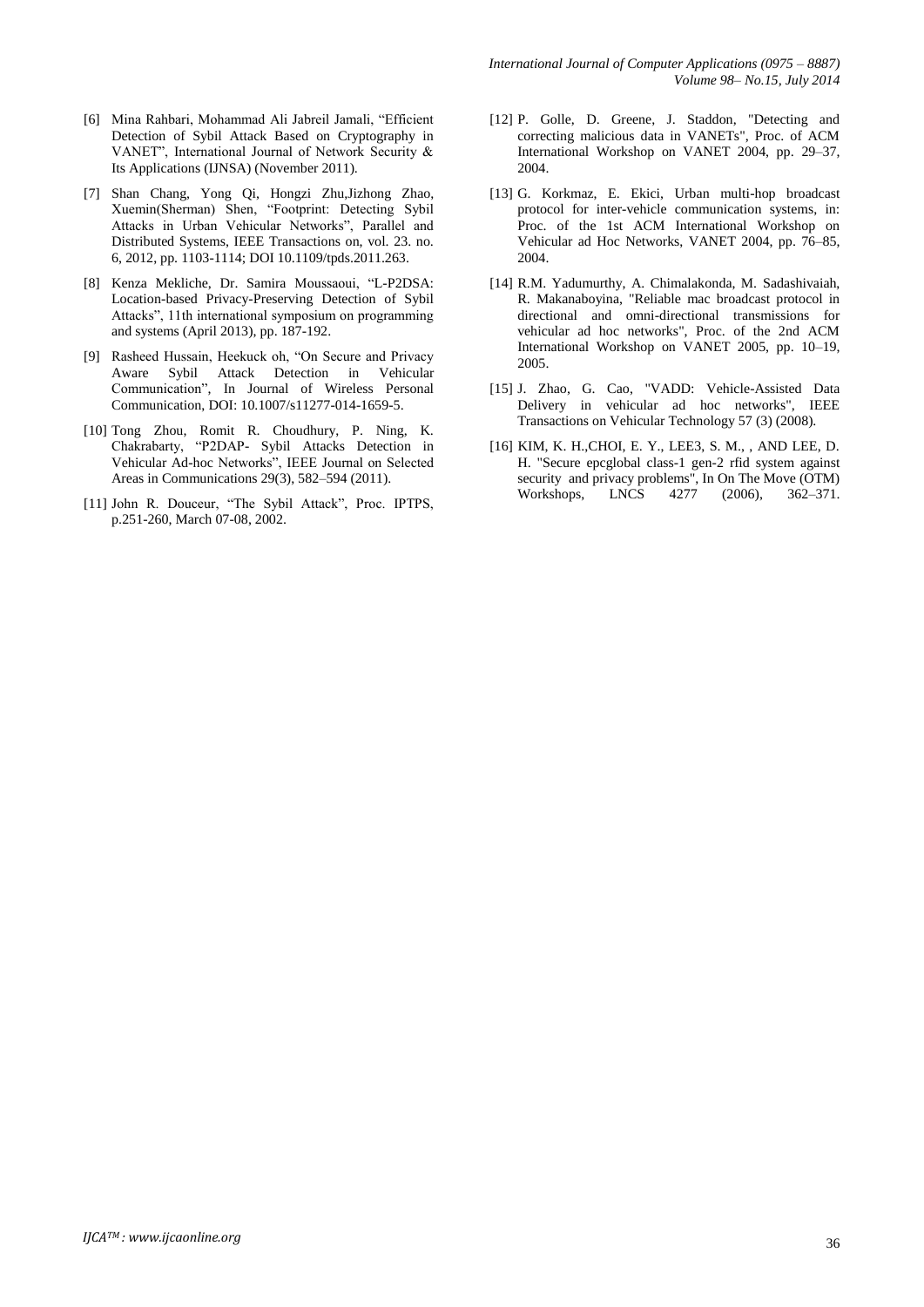[6] Mina Rahbari, Mohammad Ali Jabreil Jamali, "Efficient Detection of Sybil Attack Based on Cryptography in VANET", International Journal of Network Security & Its Applications (IJNSA) (November 2011).

[7] Shan Chang, Yong Qi, Hongzi Zhu,Jizhong Zhao, Xuemin(Sherman) Shen, "Footprint: Detecting Sybil Attacks in Urban Vehicular Networks", Parallel and Distributed Systems, IEEE Transactions on, vol. 23. no. 6, 2012, pp. 1103-1114; DOI 10.1109/tpds.2011.263.

[8] Kenza Mekliche, Dr. Samira Moussaoui, "L-P2DSA: Location-based Privacy-Preserving Detection of Sybil Attacks", 11th international symposium on programming and systems (April 2013), pp. 187-192.

[9] Rasheed Hussain, Heekuck oh, "On Secure and Privacy Aware Sybil Attack Detection in Vehicular Communication", In Journal of Wireless Personal Communication, DOI: 10.1007/s11277-014-1659-5.

[10] Tong Zhou, Romit R. Choudhury, P. Ning, K. Chakrabarty, "P2DAP- Sybil Attacks Detection in Vehicular Ad-hoc Networks", IEEE Journal on Selected Areas in Communications 29(3), 582–594 (2011).

[11] John R. Douceur, "The Sybil Attack", Proc. IPTPS, p.251-260, March 07-08, 2002.

[12] P. Golle, D. Greene, J. Staddon, "Detecting and correcting malicious data in VANETs", Proc. of ACM International Workshop on VANET 2004, pp. 29–37, 2004.

[13] G. Korkmaz, E. Ekici, Urban multi-hop broadcast protocol for inter-vehicle communication systems, in: Proc. of the 1st ACM International Workshop on Vehicular ad Hoc Networks, VANET 2004, pp. 76–85, 2004.

[14] R.M. Yadumurthy, A. Chimalakonda, M. Sadashivaiah, R. Makanaboyina, "Reliable mac broadcast protocol in directional and omni-directional transmissions for vehicular ad hoc networks", Proc. of the 2nd ACM International Workshop on VANET 2005, pp. 10–19, 2005.

[15] J. Zhao, G. Cao, "VADD: Vehicle-Assisted Data Delivery in vehicular ad hoc networks", IEEE Transactions on Vehicular Technology 57 (3) (2008).

[16] KIM, K. H.,CHOI, E. Y., LEE3, S. M., , AND LEE, D. H. "Secure epcglobal class-1 gen-2 rfid system against security and privacy problems", In On The Move (OTM) Workshops, LNCS 4277 (2006), 362–371.